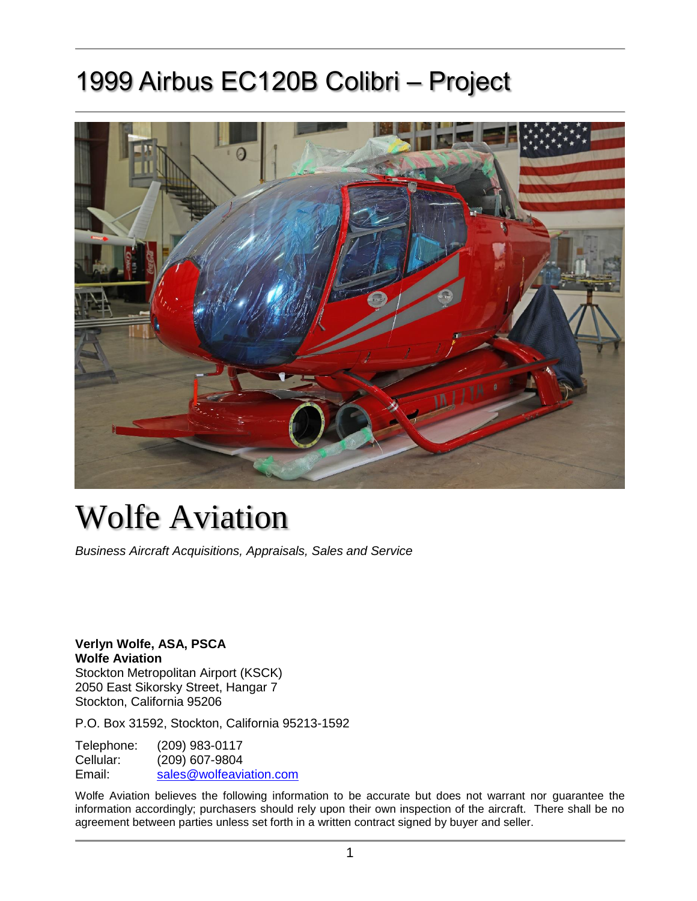# 1999 Airbus EC120B Colibri – Project

# Wolfe Aviation

*Business Aircraft Acquisitions, Appraisals, Sales and Service*

**Verlyn Wolfe, ASA, PSCA**
**Wolfe Aviation**
Stockton Metropolitan Airport (KSCK)
2050 East Sikorsky Street, Hangar 7
Stockton, California 95206

P.O. Box 31592, Stockton, California 95213-1592

Telephone: (209) 983-0117
Cellular: (209) 607-9804
Email: sales@wolfeaviation.com

Wolfe Aviation believes the following information to be accurate but does not warrant nor guarantee the information accordingly; purchasers should rely upon their own inspection of the aircraft. There shall be no agreement between parties unless set forth in a written contract signed by buyer and seller.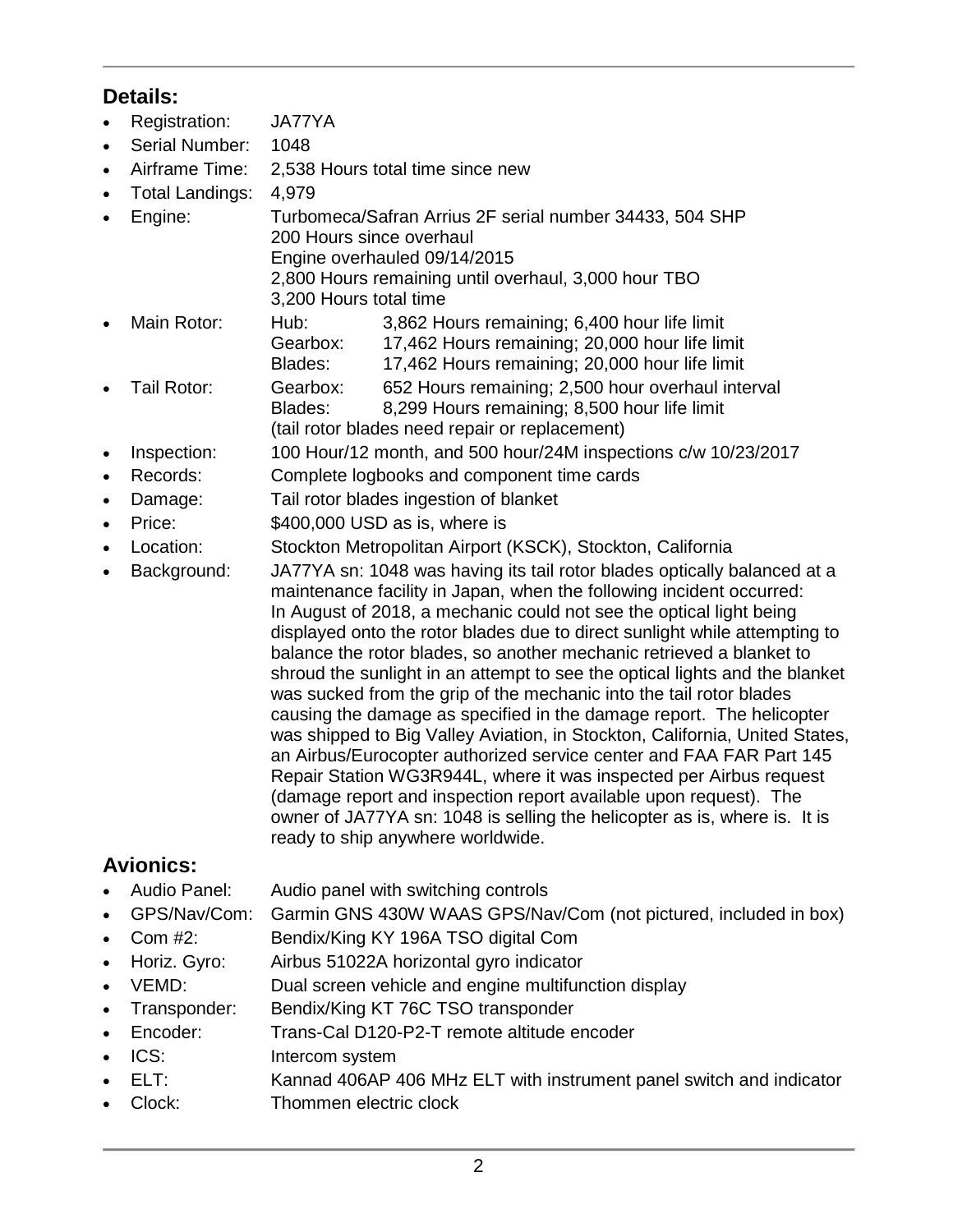## Details:

- Registration: JA77YA
- Serial Number: 1048
- Airframe Time: 2,538 Hours total time since new
- Total Landings: 4,979
- Engine: Turbomeca/Safran Arrius 2F serial number 34433, 504 SHP
  200 Hours since overhaul
  Engine overhauled 09/14/2015
  2,800 Hours remaining until overhaul, 3,000 hour TBO
  3,200 Hours total time
- Main Rotor:
  - Hub: 3,862 Hours remaining; 6,400 hour life limit
  - Gearbox: 17,462 Hours remaining; 20,000 hour life limit
  - Blades: 17,462 Hours remaining; 20,000 hour life limit
- Tail Rotor:
  - Gearbox: 652 Hours remaining; 2,500 hour overhaul interval
  - Blades: 8,299 Hours remaining; 8,500 hour life limit
  
  (tail rotor blades need repair or replacement)
- Inspection: 100 Hour/12 month, and 500 hour/24M inspections c/w 10/23/2017
- Records: Complete logbooks and component time cards
- Damage: Tail rotor blades ingestion of blanket
- Price: $400,000 USD as is, where is
- Location: Stockton Metropolitan Airport (KSCK), Stockton, California
- Background: JA77YA sn: 1048 was having its tail rotor blades optically balanced at a maintenance facility in Japan, when the following incident occurred: In August of 2018, a mechanic could not see the optical light being displayed onto the rotor blades due to direct sunlight while attempting to balance the rotor blades, so another mechanic retrieved a blanket to shroud the sunlight in an attempt to see the optical lights and the blanket was sucked from the grip of the mechanic into the tail rotor blades causing the damage as specified in the damage report. The helicopter was shipped to Big Valley Aviation, in Stockton, California, United States, an Airbus/Eurocopter authorized service center and FAA FAR Part 145 Repair Station WG3R944L, where it was inspected per Airbus request (damage report and inspection report available upon request). The owner of JA77YA sn: 1048 is selling the helicopter as is, where is. It is ready to ship anywhere worldwide.

## Avionics:

- Audio Panel: Audio panel with switching controls
- GPS/Nav/Com: Garmin GNS 430W WAAS GPS/Nav/Com (not pictured, included in box)
- Com #2: Bendix/King KY 196A TSO digital Com
- Horiz. Gyro: Airbus 51022A horizontal gyro indicator
- VEMD: Dual screen vehicle and engine multifunction display
- Transponder: Bendix/King KT 76C TSO transponder
- Encoder: Trans-Cal D120-P2-T remote altitude encoder
- ICS: Intercom system
- ELT: Kannad 406AP 406 MHz ELT with instrument panel switch and indicator
- Clock: Thommen electric clock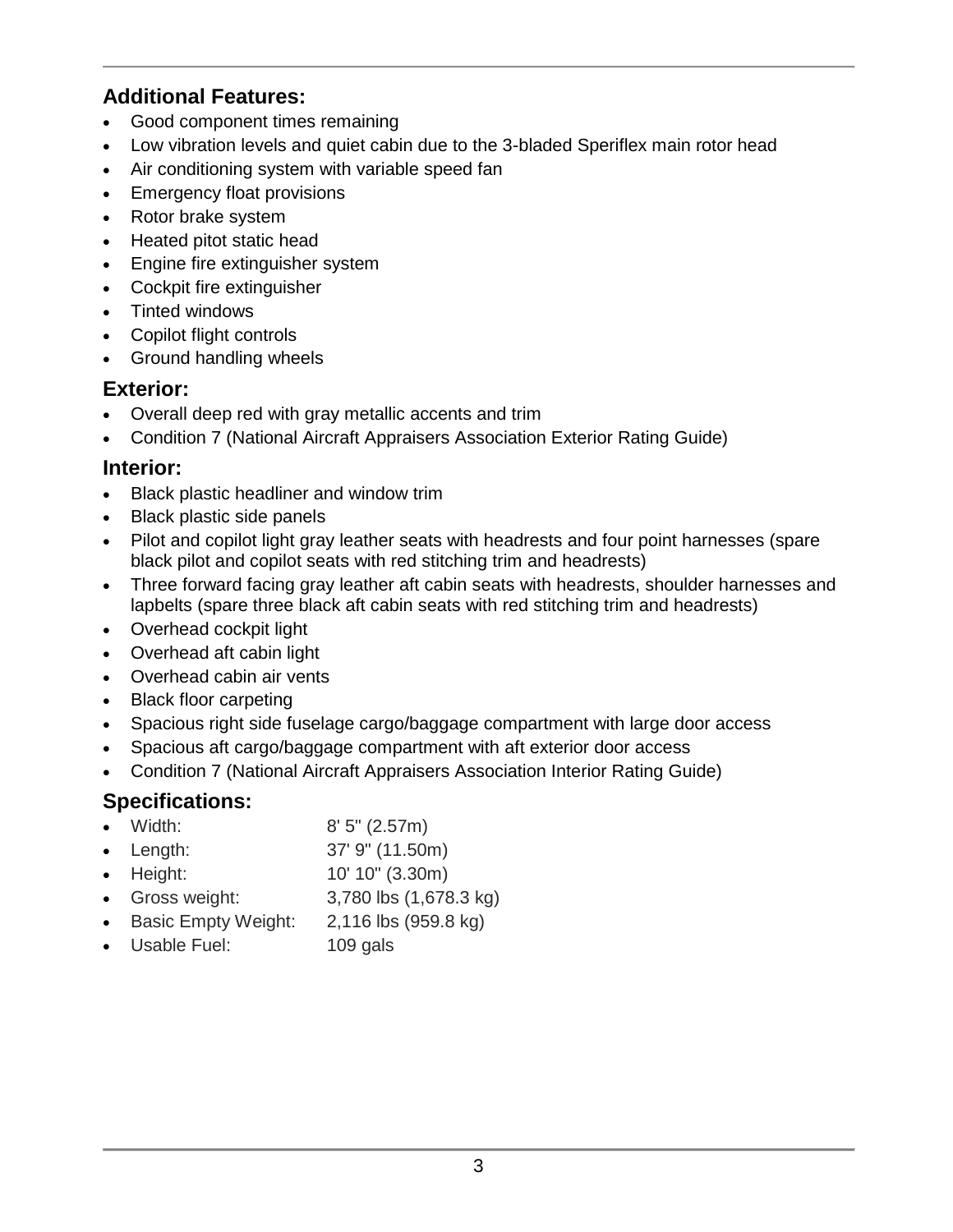## Additional Features:

- Good component times remaining
- Low vibration levels and quiet cabin due to the 3-bladed Speriflex main rotor head
- Air conditioning system with variable speed fan
- Emergency float provisions
- Rotor brake system
- Heated pitot static head
- Engine fire extinguisher system
- Cockpit fire extinguisher
- Tinted windows
- Copilot flight controls
- Ground handling wheels

## Exterior:

- Overall deep red with gray metallic accents and trim
- Condition 7 (National Aircraft Appraisers Association Exterior Rating Guide)

## Interior:

- Black plastic headliner and window trim
- Black plastic side panels
- Pilot and copilot light gray leather seats with headrests and four point harnesses (spare black pilot and copilot seats with red stitching trim and headrests)
- Three forward facing gray leather aft cabin seats with headrests, shoulder harnesses and lapbelts (spare three black aft cabin seats with red stitching trim and headrests)
- Overhead cockpit light
- Overhead aft cabin light
- Overhead cabin air vents
- Black floor carpeting
- Spacious right side fuselage cargo/baggage compartment with large door access
- Spacious aft cargo/baggage compartment with aft exterior door access
- Condition 7 (National Aircraft Appraisers Association Interior Rating Guide)

## Specifications:

- Width: 8' 5" (2.57m)
- Length: 37' 9" (11.50m)
- Height: 10' 10" (3.30m)
- Gross weight: 3,780 lbs (1,678.3 kg)
- Basic Empty Weight: 2,116 lbs (959.8 kg)
- Usable Fuel: 109 gals